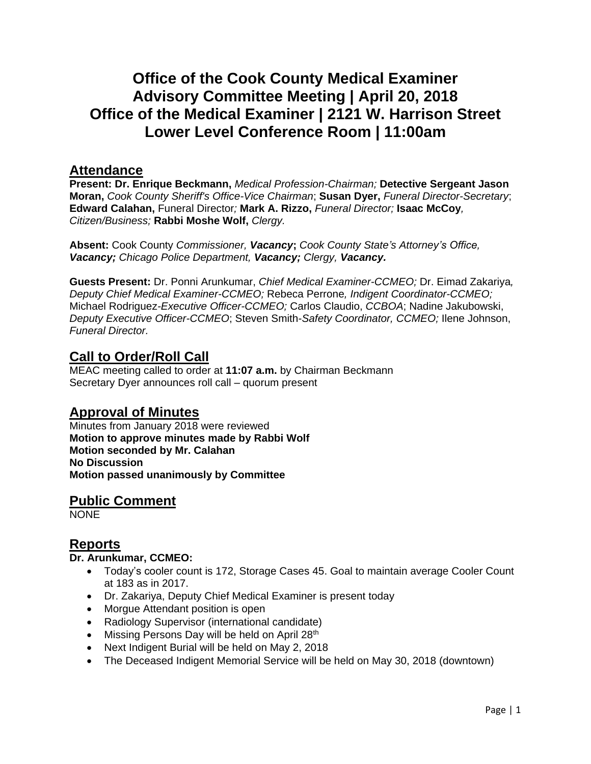# Office of the Cook County Medical Examiner
# Advisory Committee Meeting | April 20, 2018
# Office of the Medical Examiner | 2121 W. Harrison Street
# Lower Level Conference Room | 11:00am

## Attendance

**Present: Dr. Enrique Beckmann,** *Medical Profession-Chairman;* **Detective Sergeant Jason Moran,** *Cook County Sheriff's Office-Vice Chairman*; **Susan Dyer,** *Funeral Director-Secretary*; **Edward Calahan,** Funeral Director*;* **Mark A. Rizzo,** *Funeral Director;* **Isaac McCoy***, Citizen/Business;* **Rabbi Moshe Wolf,** *Clergy.*

**Absent:** Cook County *Commissioner, **Vacancy***; *Cook County State's Attorney's Office, **Vacancy;** Chicago Police Department, **Vacancy;** Clergy, **Vacancy.***

**Guests Present:** Dr. Ponni Arunkumar, *Chief Medical Examiner-CCMEO;* Dr. Eimad Zakariya*, Deputy Chief Medical Examiner-CCMEO;* Rebeca Perrone*, Indigent Coordinator-CCMEO;* Michael Rodriguez-*Executive Officer-CCMEO;* Carlos Claudio, *CCBOA*; Nadine Jakubowski, *Deputy Executive Officer-CCMEO*; Steven Smith-*Safety Coordinator, CCMEO;* Ilene Johnson, *Funeral Director.*

## Call to Order/Roll Call

MEAC meeting called to order at **11:07 a.m.** by Chairman Beckmann
Secretary Dyer announces roll call – quorum present

## Approval of Minutes

Minutes from January 2018 were reviewed
**Motion to approve minutes made by Rabbi Wolf**
**Motion seconded by Mr. Calahan**
**No Discussion**
**Motion passed unanimously by Committee**

## Public Comment

NONE

## Reports

**Dr. Arunkumar, CCMEO:**

- Today's cooler count is 172, Storage Cases 45. Goal to maintain average Cooler Count at 183 as in 2017.
- Dr. Zakariya, Deputy Chief Medical Examiner is present today
- Morgue Attendant position is open
- Radiology Supervisor (international candidate)
- Missing Persons Day will be held on April 28th
- Next Indigent Burial will be held on May 2, 2018
- The Deceased Indigent Memorial Service will be held on May 30, 2018 (downtown)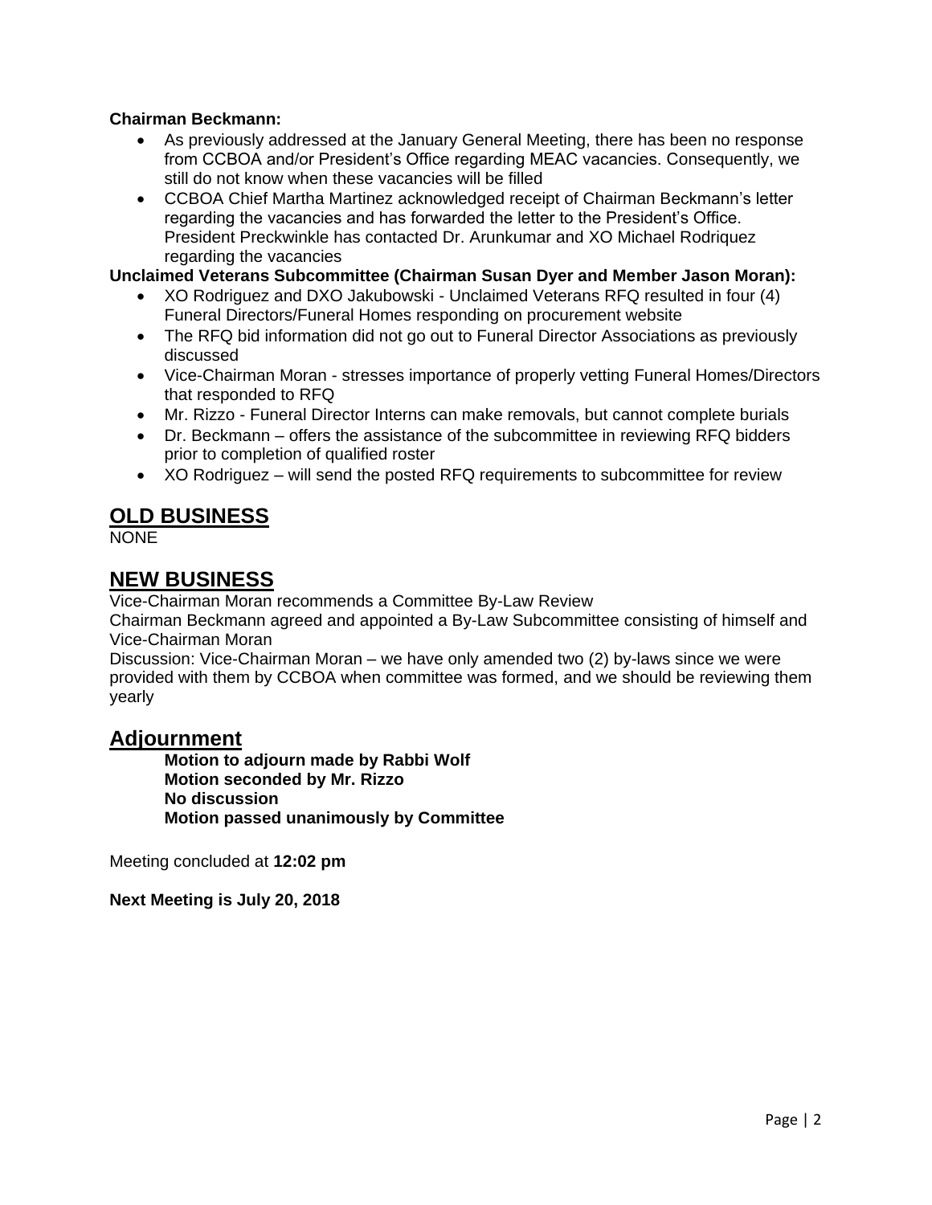**Chairman Beckmann:**

- As previously addressed at the January General Meeting, there has been no response from CCBOA and/or President's Office regarding MEAC vacancies. Consequently, we still do not know when these vacancies will be filled
- CCBOA Chief Martha Martinez acknowledged receipt of Chairman Beckmann's letter regarding the vacancies and has forwarded the letter to the President's Office. President Preckwinkle has contacted Dr. Arunkumar and XO Michael Rodriquez regarding the vacancies

**Unclaimed Veterans Subcommittee (Chairman Susan Dyer and Member Jason Moran):**

- XO Rodriguez and DXO Jakubowski - Unclaimed Veterans RFQ resulted in four (4) Funeral Directors/Funeral Homes responding on procurement website
- The RFQ bid information did not go out to Funeral Director Associations as previously discussed
- Vice-Chairman Moran - stresses importance of properly vetting Funeral Homes/Directors that responded to RFQ
- Mr. Rizzo - Funeral Director Interns can make removals, but cannot complete burials
- Dr. Beckmann – offers the assistance of the subcommittee in reviewing RFQ bidders prior to completion of qualified roster
- XO Rodriguez – will send the posted RFQ requirements to subcommittee for review

## OLD BUSINESS

NONE

## NEW BUSINESS

Vice-Chairman Moran recommends a Committee By-Law Review

Chairman Beckmann agreed and appointed a By-Law Subcommittee consisting of himself and Vice-Chairman Moran

Discussion: Vice-Chairman Moran – we have only amended two (2) by-laws since we were provided with them by CCBOA when committee was formed, and we should be reviewing them yearly

## Adjournment

**Motion to adjourn made by Rabbi Wolf**
**Motion seconded by Mr. Rizzo**
**No discussion**
**Motion passed unanimously by Committee**

Meeting concluded at **12:02 pm**

**Next Meeting is July 20, 2018**